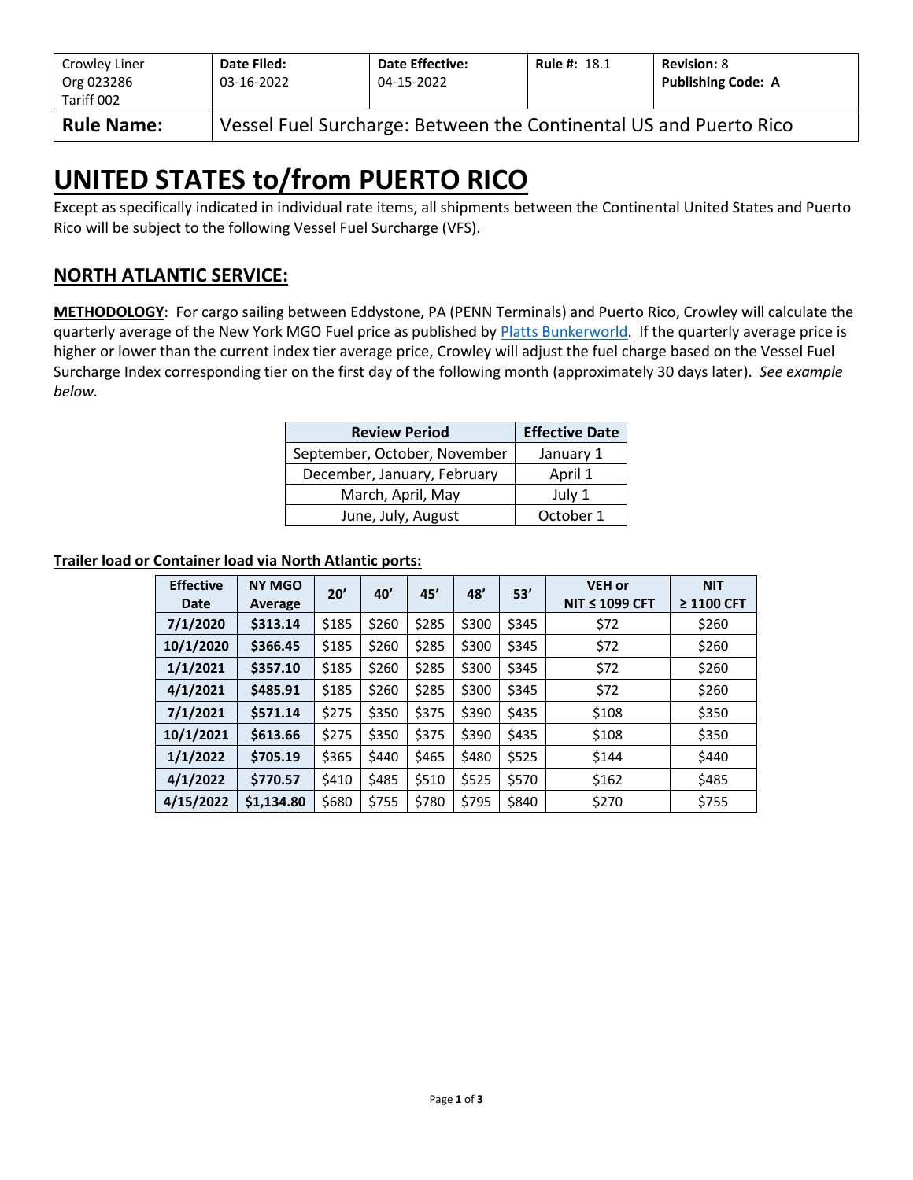| Crowley Liner Org 023286 Tariff 002 | **Date Filed:** 03-16-2022 | **Date Effective:** 04-15-2022 | **Rule #:** 18.1 | **Revision:** 8 **Publishing Code: A** |
|---|---|---|---|---|
| **Rule Name:** | Vessel Fuel Surcharge: Between the Continental US and Puerto Rico | | | |

# UNITED STATES to/from PUERTO RICO

Except as specifically indicated in individual rate items, all shipments between the Continental United States and Puerto Rico will be subject to the following Vessel Fuel Surcharge (VFS).

## NORTH ATLANTIC SERVICE:

**METHODOLOGY**: For cargo sailing between Eddystone, PA (PENN Terminals) and Puerto Rico, Crowley will calculate the quarterly average of the New York MGO Fuel price as published by Platts Bunkerworld. If the quarterly average price is higher or lower than the current index tier average price, Crowley will adjust the fuel charge based on the Vessel Fuel Surcharge Index corresponding tier on the first day of the following month (approximately 30 days later). *See example below.*

| Review Period | Effective Date |
|---|---|
| September, October, November | January 1 |
| December, January, February | April 1 |
| March, April, May | July 1 |
| June, July, August | October 1 |

**Trailer load or Container load via North Atlantic ports:**

| Effective Date | NY MGO Average | 20' | 40' | 45' | 48' | 53' | VEH or NIT ≤ 1099 CFT | NIT ≥ 1100 CFT |
|---|---|---|---|---|---|---|---|---|
| **7/1/2020** | **$313.14** | $185 | $260 | $285 | $300 | $345 | $72 | $260 |
| **10/1/2020** | **$366.45** | $185 | $260 | $285 | $300 | $345 | $72 | $260 |
| **1/1/2021** | **$357.10** | $185 | $260 | $285 | $300 | $345 | $72 | $260 |
| **4/1/2021** | **$485.91** | $185 | $260 | $285 | $300 | $345 | $72 | $260 |
| **7/1/2021** | **$571.14** | $275 | $350 | $375 | $390 | $435 | $108 | $350 |
| **10/1/2021** | **$613.66** | $275 | $350 | $375 | $390 | $435 | $108 | $350 |
| **1/1/2022** | **$705.19** | $365 | $440 | $465 | $480 | $525 | $144 | $440 |
| **4/1/2022** | **$770.57** | $410 | $485 | $510 | $525 | $570 | $162 | $485 |
| **4/15/2022** | **$1,134.80** | $680 | $755 | $780 | $795 | $840 | $270 | $755 |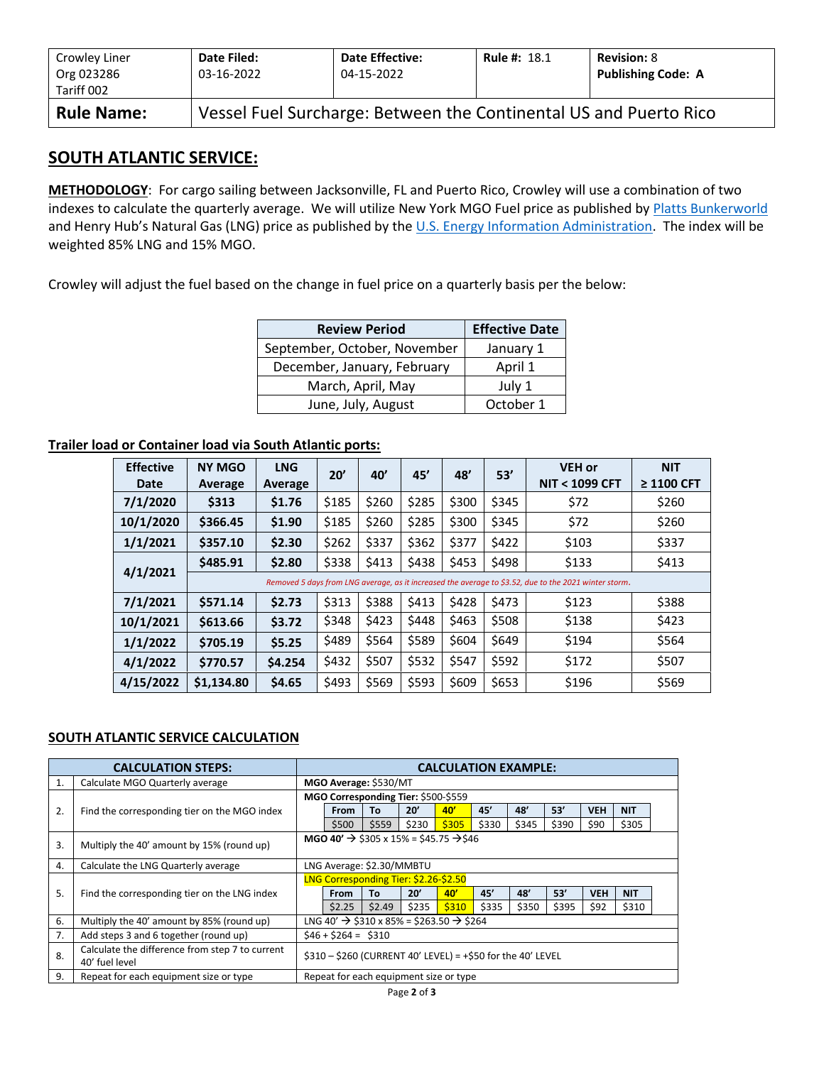| Crowley Liner Org 023286 Tariff 002 | Date Filed: 03-16-2022 | Date Effective: 04-15-2022 | Rule #: 18.1 | Revision: 8 Publishing Code: A |
|---|---|---|---|---|
| **Rule Name:** | Vessel Fuel Surcharge: Between the Continental US and Puerto Rico | | | |

## SOUTH ATLANTIC SERVICE:

**METHODOLOGY**: For cargo sailing between Jacksonville, FL and Puerto Rico, Crowley will use a combination of two indexes to calculate the quarterly average. We will utilize New York MGO Fuel price as published by Platts Bunkerworld and Henry Hub's Natural Gas (LNG) price as published by the U.S. Energy Information Administration. The index will be weighted 85% LNG and 15% MGO.

Crowley will adjust the fuel based on the change in fuel price on a quarterly basis per the below:

| Review Period | Effective Date |
|---|---|
| September, October, November | January 1 |
| December, January, February | April 1 |
| March, April, May | July 1 |
| June, July, August | October 1 |

**Trailer load or Container load via South Atlantic ports:**

| Effective Date | NY MGO Average | LNG Average | 20' | 40' | 45' | 48' | 53' | VEH or NIT < 1099 CFT | NIT ≥ 1100 CFT |
|---|---|---|---|---|---|---|---|---|---|
| **7/1/2020** | **$313** | **$1.76** | $185 | $260 | $285 | $300 | $345 | $72 | $260 |
| **10/1/2020** | **$366.45** | **$1.90** | $185 | $260 | $285 | $300 | $345 | $72 | $260 |
| **1/1/2021** | **$357.10** | **$2.30** | $262 | $337 | $362 | $377 | $422 | $103 | $337 |
| **4/1/2021** | **$485.91** | **$2.80** | $338 | $413 | $438 | $453 | $498 | $133 | $413 |
| | *Removed 5 days from LNG average, as it increased the average to $3.52, due to the 2021 winter storm.* | | | | | | | | |
| **7/1/2021** | **$571.14** | **$2.73** | $313 | $388 | $413 | $428 | $473 | $123 | $388 |
| **10/1/2021** | **$613.66** | **$3.72** | $348 | $423 | $448 | $463 | $508 | $138 | $423 |
| **1/1/2022** | **$705.19** | **$5.25** | $489 | $564 | $589 | $604 | $649 | $194 | $564 |
| **4/1/2022** | **$770.57** | **$4.254** | $432 | $507 | $532 | $547 | $592 | $172 | $507 |
| **4/15/2022** | **$1,134.80** | **$4.65** | $493 | $569 | $593 | $609 | $653 | $196 | $569 |

**SOUTH ATLANTIC SERVICE CALCULATION**

| | CALCULATION STEPS: | CALCULATION EXAMPLE: |
|---|---|---|
| 1. | Calculate MGO Quarterly average | **MGO Average:** $530/MT |
| 2. | Find the corresponding tier on the MGO index | **MGO Corresponding Tier:** $500-$559<br>From: $500 / To: $559 / 20': $230 / 40': $305 / 45': $330 / 48': $345 / 53': $390 / VEH: $90 / NIT: $305 |
| 3. | Multiply the 40' amount by 15% (round up) | **MGO 40'** → $305 x 15% = $45.75 →$46 |
| 4. | Calculate the LNG Quarterly average | LNG Average: $2.30/MMBTU |
| 5. | Find the corresponding tier on the LNG index | LNG Corresponding Tier: $2.26-$2.50<br>From: $2.25 / To: $2.49 / 20': $235 / 40': $310 / 45': $335 / 48': $350 / 53': $395 / VEH: $92 / NIT: $310 |
| 6. | Multiply the 40' amount by 85% (round up) | LNG 40' → $310 x 85% = $263.50 → $264 |
| 7. | Add steps 3 and 6 together (round up) | $46 + $264 = $310 |
| 8. | Calculate the difference from step 7 to current 40' fuel level | $310 – $260 (CURRENT 40' LEVEL) = +$50 for the 40' LEVEL |
| 9. | Repeat for each equipment size or type | Repeat for each equipment size or type |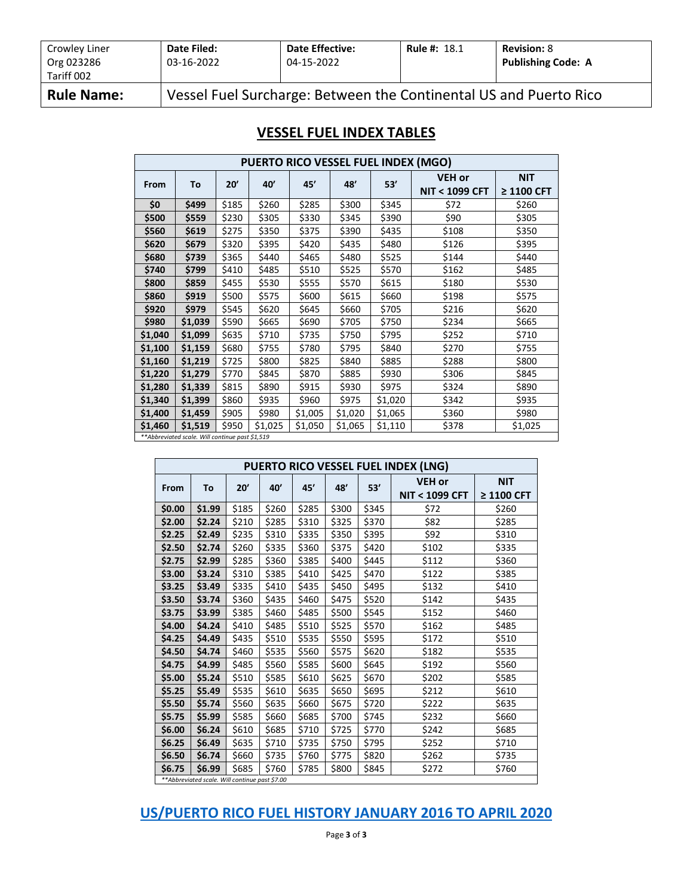| Crowley Liner Org 023286 Tariff 002 | **Date Filed:** 03-16-2022 | **Date Effective:** 04-15-2022 | **Rule #:** 18.1 | **Revision:** 8 **Publishing Code: A** |
|---|---|---|---|---|
| **Rule Name:** | Vessel Fuel Surcharge: Between the Continental US and Puerto Rico | | | |

## VESSEL FUEL INDEX TABLES

| PUERTO RICO VESSEL FUEL INDEX (MGO) | | | | | | | | |
|---|---|---|---|---|---|---|---|---|
| **From** | **To** | **20'** | **40'** | **45'** | **48'** | **53'** | **VEH or NIT < 1099 CFT** | **NIT ≥ 1100 CFT** |
| **$0** | **$499** | $185 | $260 | $285 | $300 | $345 | $72 | $260 |
| **$500** | **$559** | $230 | $305 | $330 | $345 | $390 | $90 | $305 |
| **$560** | **$619** | $275 | $350 | $375 | $390 | $435 | $108 | $350 |
| **$620** | **$679** | $320 | $395 | $420 | $435 | $480 | $126 | $395 |
| **$680** | **$739** | $365 | $440 | $465 | $480 | $525 | $144 | $440 |
| **$740** | **$799** | $410 | $485 | $510 | $525 | $570 | $162 | $485 |
| **$800** | **$859** | $455 | $530 | $555 | $570 | $615 | $180 | $530 |
| **$860** | **$919** | $500 | $575 | $600 | $615 | $660 | $198 | $575 |
| **$920** | **$979** | $545 | $620 | $645 | $660 | $705 | $216 | $620 |
| **$980** | **$1,039** | $590 | $665 | $690 | $705 | $750 | $234 | $665 |
| **$1,040** | **$1,099** | $635 | $710 | $735 | $750 | $795 | $252 | $710 |
| **$1,100** | **$1,159** | $680 | $755 | $780 | $795 | $840 | $270 | $755 |
| **$1,160** | **$1,219** | $725 | $800 | $825 | $840 | $885 | $288 | $800 |
| **$1,220** | **$1,279** | $770 | $845 | $870 | $885 | $930 | $306 | $845 |
| **$1,280** | **$1,339** | $815 | $890 | $915 | $930 | $975 | $324 | $890 |
| **$1,340** | **$1,399** | $860 | $935 | $960 | $975 | $1,020 | $342 | $935 |
| **$1,400** | **$1,459** | $905 | $980 | $1,005 | $1,020 | $1,065 | $360 | $980 |
| **$1,460** | **$1,519** | $950 | $1,025 | $1,050 | $1,065 | $1,110 | $378 | $1,025 |

*\*\*Abbreviated scale. Will continue past $1,519*

| PUERTO RICO VESSEL FUEL INDEX (LNG) | | | | | | | | |
|---|---|---|---|---|---|---|---|---|
| **From** | **To** | **20'** | **40'** | **45'** | **48'** | **53'** | **VEH or NIT < 1099 CFT** | **NIT ≥ 1100 CFT** |
| **$0.00** | **$1.99** | $185 | $260 | $285 | $300 | $345 | $72 | $260 |
| **$2.00** | **$2.24** | $210 | $285 | $310 | $325 | $370 | $82 | $285 |
| **$2.25** | **$2.49** | $235 | $310 | $335 | $350 | $395 | $92 | $310 |
| **$2.50** | **$2.74** | $260 | $335 | $360 | $375 | $420 | $102 | $335 |
| **$2.75** | **$2.99** | $285 | $360 | $385 | $400 | $445 | $112 | $360 |
| **$3.00** | **$3.24** | $310 | $385 | $410 | $425 | $470 | $122 | $385 |
| **$3.25** | **$3.49** | $335 | $410 | $435 | $450 | $495 | $132 | $410 |
| **$3.50** | **$3.74** | $360 | $435 | $460 | $475 | $520 | $142 | $435 |
| **$3.75** | **$3.99** | $385 | $460 | $485 | $500 | $545 | $152 | $460 |
| **$4.00** | **$4.24** | $410 | $485 | $510 | $525 | $570 | $162 | $485 |
| **$4.25** | **$4.49** | $435 | $510 | $535 | $550 | $595 | $172 | $510 |
| **$4.50** | **$4.74** | $460 | $535 | $560 | $575 | $620 | $182 | $535 |
| **$4.75** | **$4.99** | $485 | $560 | $585 | $600 | $645 | $192 | $560 |
| **$5.00** | **$5.24** | $510 | $585 | $610 | $625 | $670 | $202 | $585 |
| **$5.25** | **$5.49** | $535 | $610 | $635 | $650 | $695 | $212 | $610 |
| **$5.50** | **$5.74** | $560 | $635 | $660 | $675 | $720 | $222 | $635 |
| **$5.75** | **$5.99** | $585 | $660 | $685 | $700 | $745 | $232 | $660 |
| **$6.00** | **$6.24** | $610 | $685 | $710 | $725 | $770 | $242 | $685 |
| **$6.25** | **$6.49** | $635 | $710 | $735 | $750 | $795 | $252 | $710 |
| **$6.50** | **$6.74** | $660 | $735 | $760 | $775 | $820 | $262 | $735 |
| **$6.75** | **$6.99** | $685 | $760 | $785 | $800 | $845 | $272 | $760 |

*\*\*Abbreviated scale. Will continue past $7.00*

## US/PUERTO RICO FUEL HISTORY JANUARY 2016 TO APRIL 2020